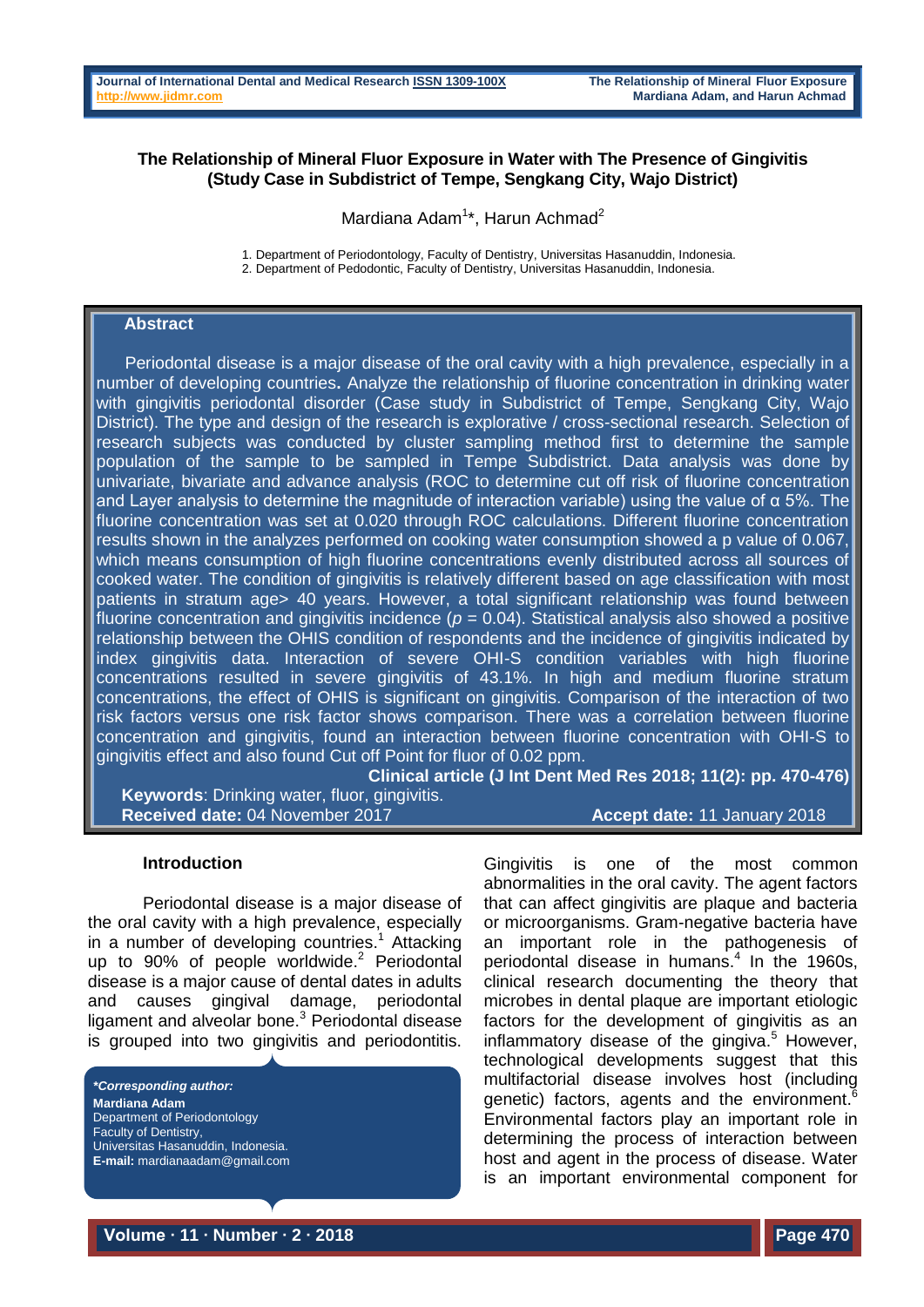# The Relationship of Mineral Fluor Exposure in Water with The Presence of Gingivitis (Study Case in Subdistrict of Tempe, Sengkang City, Wajo District)

Mardiana Adam[1]*, Harun Achmad[2]

1. Department of Periodontology, Faculty of Dentistry, Universitas Hasanuddin, Indonesia.
2. Department of Pedodontic, Faculty of Dentistry, Universitas Hasanuddin, Indonesia.

## Abstract

Periodontal disease is a major disease of the oral cavity with a high prevalence, especially in a number of developing countries**.** Analyze the relationship of fluorine concentration in drinking water with gingivitis periodontal disorder (Case study in Subdistrict of Tempe, Sengkang City, Wajo District). The type and design of the research is explorative / cross-sectional research. Selection of research subjects was conducted by cluster sampling method first to determine the sample population of the sample to be sampled in Tempe Subdistrict. Data analysis was done by univariate, bivariate and advance analysis (ROC to determine cut off risk of fluorine concentration and Layer analysis to determine the magnitude of interaction variable) using the value of α 5%. The fluorine concentration was set at 0.020 through ROC calculations. Different fluorine concentration results shown in the analyzes performed on cooking water consumption showed a p value of 0.067, which means consumption of high fluorine concentrations evenly distributed across all sources of cooked water. The condition of gingivitis is relatively different based on age classification with most patients in stratum age> 40 years. However, a total significant relationship was found between fluorine concentration and gingivitis incidence ($p$ = 0.04). Statistical analysis also showed a positive relationship between the OHIS condition of respondents and the incidence of gingivitis indicated by index gingivitis data. Interaction of severe OHI-S condition variables with high fluorine concentrations resulted in severe gingivitis of 43.1%. In high and medium fluorine stratum concentrations, the effect of OHIS is significant on gingivitis. Comparison of the interaction of two risk factors versus one risk factor shows comparison. There was a correlation between fluorine concentration and gingivitis, found an interaction between fluorine concentration with OHI-S to gingivitis effect and also found Cut off Point for fluor of 0.02 ppm.

**Clinical article (J Int Dent Med Res 2018; 11(2): pp. 470-476)**

**Keywords**: Drinking water, fluor, gingivitis.

**Received date:** 04 November 2017 **Accept date:** 11 January 2018

## Introduction

Periodontal disease is a major disease of the oral cavity with a high prevalence, especially in a number of developing countries.[1] Attacking up to 90% of people worldwide.[2] Periodontal disease is a major cause of dental dates in adults and causes gingival damage, periodontal ligament and alveolar bone.[3] Periodontal disease is grouped into two gingivitis and periodontitis.

***Corresponding author:***
**Mardiana Adam**
Department of Periodontology
Faculty of Dentistry,
Universitas Hasanuddin, Indonesia.
**E-mail:** mardianaadam@gmail.com

Gingivitis is one of the most common abnormalities in the oral cavity. The agent factors that can affect gingivitis are plaque and bacteria or microorganisms. Gram-negative bacteria have an important role in the pathogenesis of periodontal disease in humans.[4] In the 1960s, clinical research documenting the theory that microbes in dental plaque are important etiologic factors for the development of gingivitis as an inflammatory disease of the gingiva.[5] However, technological developments suggest that this multifactorial disease involves host (including genetic) factors, agents and the environment.[6] Environmental factors play an important role in determining the process of interaction between host and agent in the process of disease. Water is an important environmental component for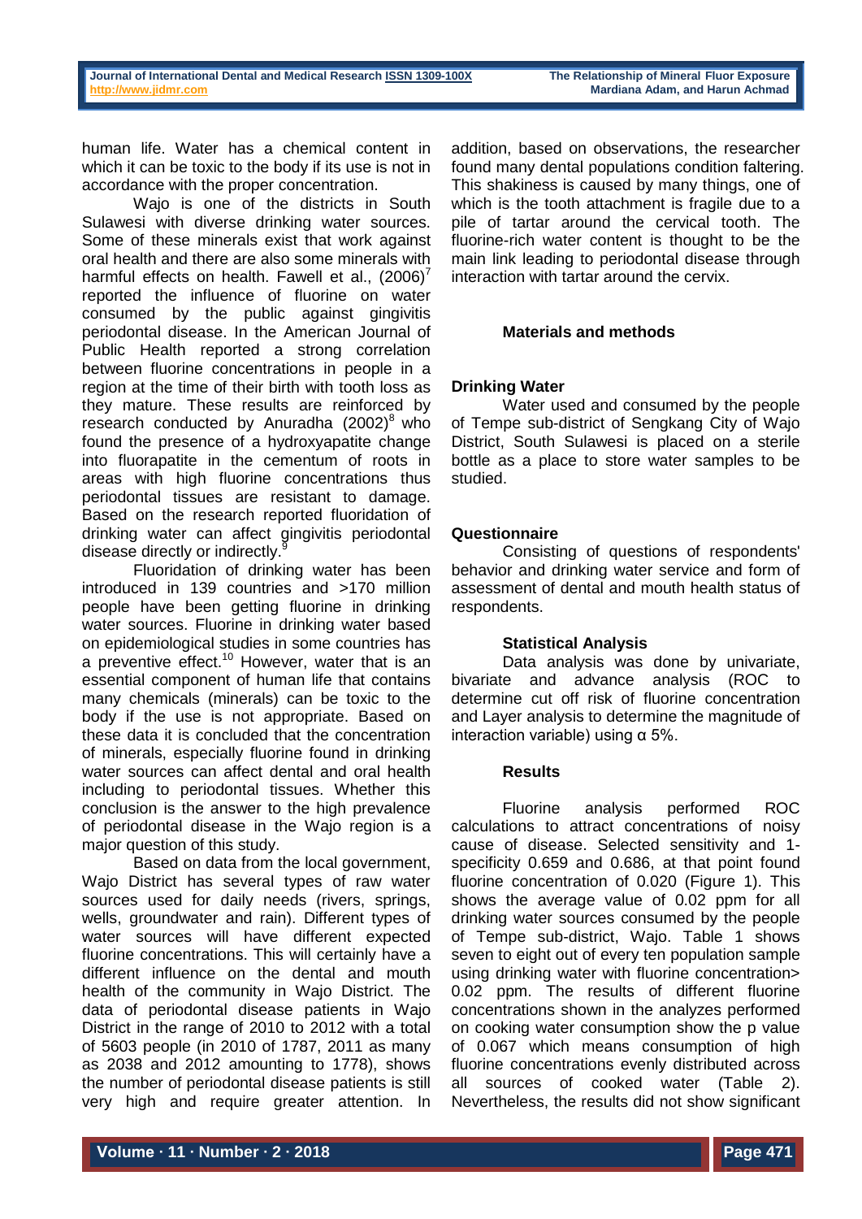human life. Water has a chemical content in which it can be toxic to the body if its use is not in accordance with the proper concentration.

Wajo is one of the districts in South Sulawesi with diverse drinking water sources. Some of these minerals exist that work against oral health and there are also some minerals with harmful effects on health. Fawell et al., (2006)[7] reported the influence of fluorine on water consumed by the public against gingivitis periodontal disease. In the American Journal of Public Health reported a strong correlation between fluorine concentrations in people in a region at the time of their birth with tooth loss as they mature. These results are reinforced by research conducted by Anuradha (2002)[8] who found the presence of a hydroxyapatite change into fluorapatite in the cementum of roots in areas with high fluorine concentrations thus periodontal tissues are resistant to damage. Based on the research reported fluoridation of drinking water can affect gingivitis periodontal disease directly or indirectly.[9]

Fluoridation of drinking water has been introduced in 139 countries and >170 million people have been getting fluorine in drinking water sources. Fluorine in drinking water based on epidemiological studies in some countries has a preventive effect.[10] However, water that is an essential component of human life that contains many chemicals (minerals) can be toxic to the body if the use is not appropriate. Based on these data it is concluded that the concentration of minerals, especially fluorine found in drinking water sources can affect dental and oral health including to periodontal tissues. Whether this conclusion is the answer to the high prevalence of periodontal disease in the Wajo region is a major question of this study.

Based on data from the local government, Wajo District has several types of raw water sources used for daily needs (rivers, springs, wells, groundwater and rain). Different types of water sources will have different expected fluorine concentrations. This will certainly have a different influence on the dental and mouth health of the community in Wajo District. The data of periodontal disease patients in Wajo District in the range of 2010 to 2012 with a total of 5603 people (in 2010 of 1787, 2011 as many as 2038 and 2012 amounting to 1778), shows the number of periodontal disease patients is still very high and require greater attention. In addition, based on observations, the researcher found many dental populations condition faltering. This shakiness is caused by many things, one of which is the tooth attachment is fragile due to a pile of tartar around the cervical tooth. The fluorine-rich water content is thought to be the main link leading to periodontal disease through interaction with tartar around the cervix.

## Materials and methods

### Drinking Water

Water used and consumed by the people of Tempe sub-district of Sengkang City of Wajo District, South Sulawesi is placed on a sterile bottle as a place to store water samples to be studied.

### Questionnaire

Consisting of questions of respondents' behavior and drinking water service and form of assessment of dental and mouth health status of respondents.

### Statistical Analysis

Data analysis was done by univariate, bivariate and advance analysis (ROC to determine cut off risk of fluorine concentration and Layer analysis to determine the magnitude of interaction variable) using α 5%.

## Results

Fluorine analysis performed ROC calculations to attract concentrations of noisy cause of disease. Selected sensitivity and 1-specificity 0.659 and 0.686, at that point found fluorine concentration of 0.020 (Figure 1). This shows the average value of 0.02 ppm for all drinking water sources consumed by the people of Tempe sub-district, Wajo. Table 1 shows seven to eight out of every ten population sample using drinking water with fluorine concentration> 0.02 ppm. The results of different fluorine concentrations shown in the analyzes performed on cooking water consumption show the p value of 0.067 which means consumption of high fluorine concentrations evenly distributed across all sources of cooked water (Table 2). Nevertheless, the results did not show significant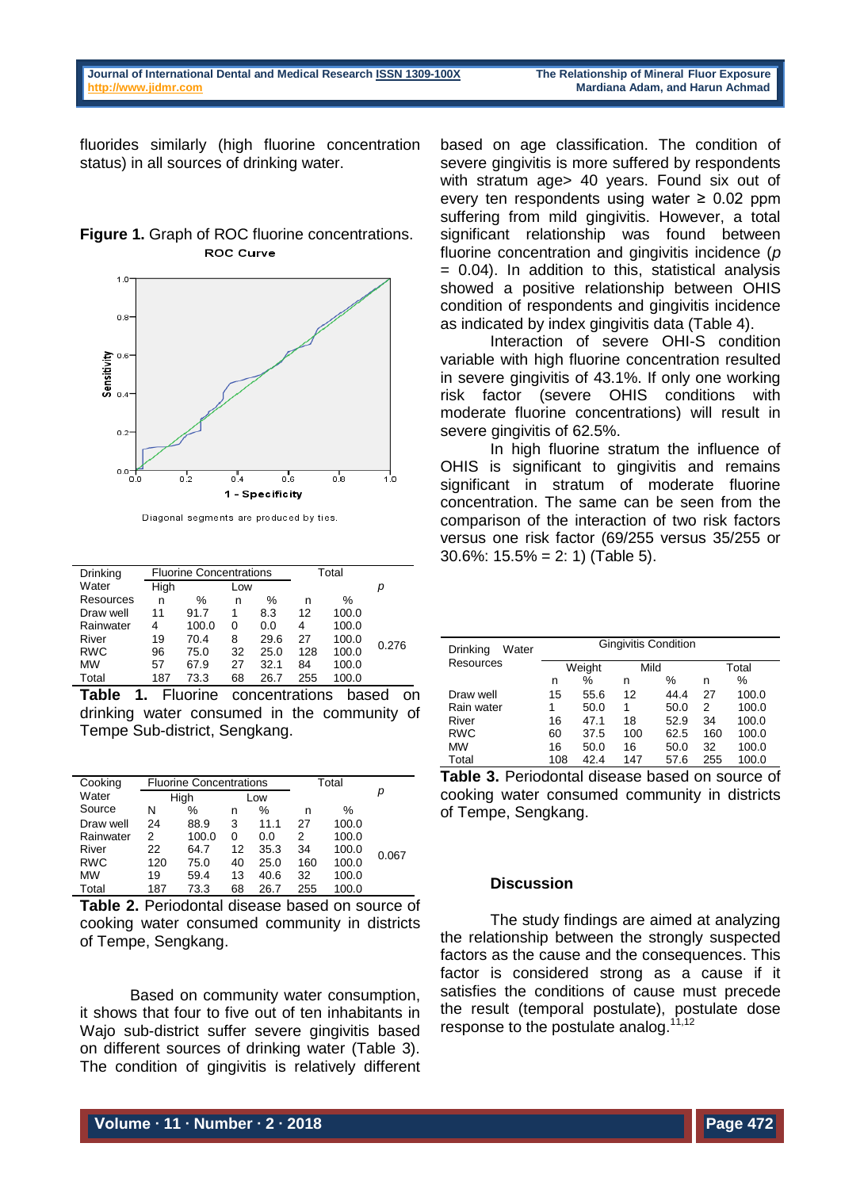fluorides similarly (high fluorine concentration status) in all sources of drinking water.

**Figure 1.** Graph of ROC fluorine concentrations.

| Drinking Water Resources | Fluorine Concentrations | | | | Total | | p |
|---|---|---|---|---|---|---|---|
| | High | | Low | | | | |
| | n | % | n | % | n | % | |
| Draw well | 11 | 91.7 | 1 | 8.3 | 12 | 100.0 | 0.276 |
| Rainwater | 4 | 100.0 | 0 | 0.0 | 4 | 100.0 | |
| River | 19 | 70.4 | 8 | 29.6 | 27 | 100.0 | |
| RWC | 96 | 75.0 | 32 | 25.0 | 128 | 100.0 | |
| MW | 57 | 67.9 | 27 | 32.1 | 84 | 100.0 | |
| Total | 187 | 73.3 | 68 | 26.7 | 255 | 100.0 | |

**Table 1.** Fluorine concentrations based on drinking water consumed in the community of Tempe Sub-district, Sengkang.

| Cooking Water Source | Fluorine Concentrations | | | | Total | | p |
|---|---|---|---|---|---|---|---|
| | High | | Low | | | | |
| | N | % | n | % | n | % | |
| Draw well | 24 | 88.9 | 3 | 11.1 | 27 | 100.0 | 0.067 |
| Rainwater | 2 | 100.0 | 0 | 0.0 | 2 | 100.0 | |
| River | 22 | 64.7 | 12 | 35.3 | 34 | 100.0 | |
| RWC | 120 | 75.0 | 40 | 25.0 | 160 | 100.0 | |
| MW | 19 | 59.4 | 13 | 40.6 | 32 | 100.0 | |
| Total | 187 | 73.3 | 68 | 26.7 | 255 | 100.0 | |

**Table 2.** Periodontal disease based on source of cooking water consumed community in districts of Tempe, Sengkang.

Based on community water consumption, it shows that four to five out of ten inhabitants in Wajo sub-district suffer severe gingivitis based on different sources of drinking water (Table 3). The condition of gingivitis is relatively different based on age classification. The condition of severe gingivitis is more suffered by respondents with stratum age> 40 years. Found six out of every ten respondents using water ≥ 0.02 ppm suffering from mild gingivitis. However, a total significant relationship was found between fluorine concentration and gingivitis incidence ($p = 0.04$). In addition to this, statistical analysis showed a positive relationship between OHIS condition of respondents and gingivitis incidence as indicated by index gingivitis data (Table 4).

Interaction of severe OHI-S condition variable with high fluorine concentration resulted in severe gingivitis of 43.1%. If only one working risk factor (severe OHIS conditions with moderate fluorine concentrations) will result in severe gingivitis of 62.5%.

In high fluorine stratum the influence of OHIS is significant to gingivitis and remains significant in stratum of moderate fluorine concentration. The same can be seen from the comparison of the interaction of two risk factors versus one risk factor (69/255 versus 35/255 or 30.6%: 15.5% = 2: 1) (Table 5).

| Drinking Water Resources | Gingivitis Condition | | | | | |
|---|---|---|---|---|---|---|
| | Weight | | Mild | | Total | |
| | n | % | n | % | n | % |
| Draw well | 15 | 55.6 | 12 | 44.4 | 27 | 100.0 |
| Rain water | 1 | 50.0 | 1 | 50.0 | 2 | 100.0 |
| River | 16 | 47.1 | 18 | 52.9 | 34 | 100.0 |
| RWC | 60 | 37.5 | 100 | 62.5 | 160 | 100.0 |
| MW | 16 | 50.0 | 16 | 50.0 | 32 | 100.0 |
| Total | 108 | 42.4 | 147 | 57.6 | 255 | 100.0 |

**Table 3.** Periodontal disease based on source of cooking water consumed community in districts of Tempe, Sengkang.

## Discussion

The study findings are aimed at analyzing the relationship between the strongly suspected factors as the cause and the consequences. This factor is considered strong as a cause if it satisfies the conditions of cause must precede the result (temporal postulate), postulate dose response to the postulate analog.[11,12]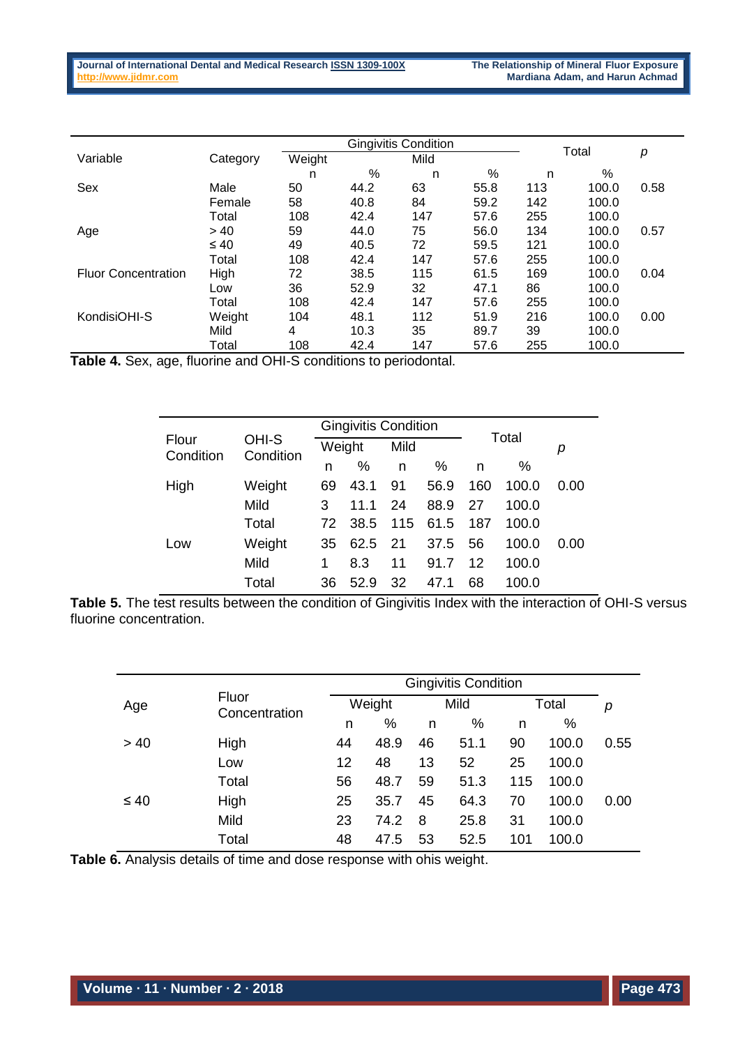| Variable | Category | Gingivitis Condition | | | | Total | | p |
|---|---|---|---|---|---|---|---|---|
| | | Weight | | Mild | | | | |
| | | n | % | n | % | n | % | |
| Sex | Male | 50 | 44.2 | 63 | 55.8 | 113 | 100.0 | 0.58 |
| | Female | 58 | 40.8 | 84 | 59.2 | 142 | 100.0 | |
| | Total | 108 | 42.4 | 147 | 57.6 | 255 | 100.0 | |
| Age | > 40 | 59 | 44.0 | 75 | 56.0 | 134 | 100.0 | 0.57 |
| | ≤ 40 | 49 | 40.5 | 72 | 59.5 | 121 | 100.0 | |
| | Total | 108 | 42.4 | 147 | 57.6 | 255 | 100.0 | |
| Fluor Concentration | High | 72 | 38.5 | 115 | 61.5 | 169 | 100.0 | 0.04 |
| | Low | 36 | 52.9 | 32 | 47.1 | 86 | 100.0 | |
| | Total | 108 | 42.4 | 147 | 57.6 | 255 | 100.0 | |
| KondisiOHI-S | Weight | 104 | 48.1 | 112 | 51.9 | 216 | 100.0 | 0.00 |
| | Mild | 4 | 10.3 | 35 | 89.7 | 39 | 100.0 | |
| | Total | 108 | 42.4 | 147 | 57.6 | 255 | 100.0 | |

**Table 4.** Sex, age, fluorine and OHI-S conditions to periodontal.

| Flour Condition | OHI-S Condition | Gingivitis Condition | | | | Total | | p |
|---|---|---|---|---|---|---|---|---|
| | | Weight | | Mild | | | | |
| | | n | % | n | % | n | % | |
| High | Weight | 69 | 43.1 | 91 | 56.9 | 160 | 100.0 | 0.00 |
| | Mild | 3 | 11.1 | 24 | 88.9 | 27 | 100.0 | |
| | Total | 72 | 38.5 | 115 | 61.5 | 187 | 100.0 | |
| Low | Weight | 35 | 62.5 | 21 | 37.5 | 56 | 100.0 | 0.00 |
| | Mild | 1 | 8.3 | 11 | 91.7 | 12 | 100.0 | |
| | Total | 36 | 52.9 | 32 | 47.1 | 68 | 100.0 | |

**Table 5.** The test results between the condition of Gingivitis Index with the interaction of OHI-S versus fluorine concentration.

| Age | Fluor Concentration | Gingivitis Condition | | | | | | p |
|---|---|---|---|---|---|---|---|---|
| | | Weight | | Mild | | Total | | |
| | | n | % | n | % | n | % | |
| > 40 | High | 44 | 48.9 | 46 | 51.1 | 90 | 100.0 | 0.55 |
| | Low | 12 | 48 | 13 | 52 | 25 | 100.0 | |
| | Total | 56 | 48.7 | 59 | 51.3 | 115 | 100.0 | |
| ≤ 40 | High | 25 | 35.7 | 45 | 64.3 | 70 | 100.0 | 0.00 |
| | Mild | 23 | 74.2 | 8 | 25.8 | 31 | 100.0 | |
| | Total | 48 | 47.5 | 53 | 52.5 | 101 | 100.0 | |

**Table 6.** Analysis details of time and dose response with ohis weight.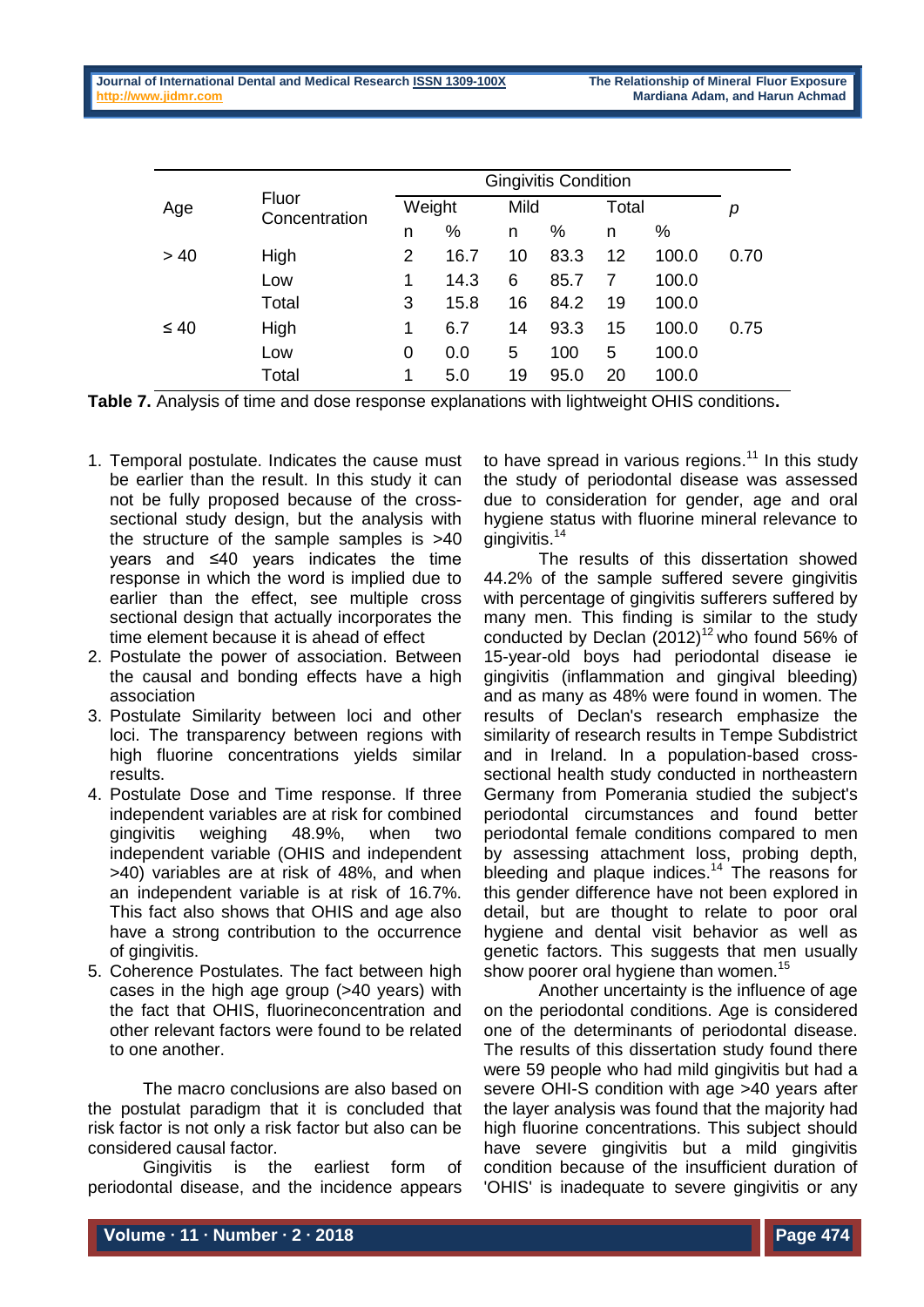| Age | Fluor Concentration | Gingivitis Condition | | | | | | p |
|---|---|---|---|---|---|---|---|---|
| | | Weight | | Mild | | Total | | |
| | | n | % | n | % | n | % | |
| > 40 | High | 2 | 16.7 | 10 | 83.3 | 12 | 100.0 | 0.70 |
| | Low | 1 | 14.3 | 6 | 85.7 | 7 | 100.0 | |
| | Total | 3 | 15.8 | 16 | 84.2 | 19 | 100.0 | |
| ≤ 40 | High | 1 | 6.7 | 14 | 93.3 | 15 | 100.0 | 0.75 |
| | Low | 0 | 0.0 | 5 | 100 | 5 | 100.0 | |
| | Total | 1 | 5.0 | 19 | 95.0 | 20 | 100.0 | |

**Table 7.** Analysis of time and dose response explanations with lightweight OHIS conditions**.**

1. Temporal postulate. Indicates the cause must be earlier than the result. In this study it can not be fully proposed because of the cross-sectional study design, but the analysis with the structure of the sample samples is >40 years and ≤40 years indicates the time response in which the word is implied due to earlier than the effect, see multiple cross sectional design that actually incorporates the time element because it is ahead of effect
2. Postulate the power of association. Between the causal and bonding effects have a high association
3. Postulate Similarity between loci and other loci. The transparency between regions with high fluorine concentrations yields similar results.
4. Postulate Dose and Time response. If three independent variables are at risk for combined gingivitis weighing 48.9%, when two independent variable (OHIS and independent >40) variables are at risk of 48%, and when an independent variable is at risk of 16.7%. This fact also shows that OHIS and age also have a strong contribution to the occurrence of gingivitis.
5. Coherence Postulates. The fact between high cases in the high age group (>40 years) with the fact that OHIS, fluorineconcentration and other relevant factors were found to be related to one another.

The macro conclusions are also based on the postulat paradigm that it is concluded that risk factor is not only a risk factor but also can be considered causal factor.

Gingivitis is the earliest form of periodontal disease, and the incidence appears to have spread in various regions.[11] In this study the study of periodontal disease was assessed due to consideration for gender, age and oral hygiene status with fluorine mineral relevance to gingivitis.[14]

The results of this dissertation showed 44.2% of the sample suffered severe gingivitis with percentage of gingivitis sufferers suffered by many men. This finding is similar to the study conducted by Declan (2012)[12] who found 56% of 15-year-old boys had periodontal disease ie gingivitis (inflammation and gingival bleeding) and as many as 48% were found in women. The results of Declan's research emphasize the similarity of research results in Tempe Subdistrict and in Ireland. In a population-based cross-sectional health study conducted in northeastern Germany from Pomerania studied the subject's periodontal circumstances and found better periodontal female conditions compared to men by assessing attachment loss, probing depth, bleeding and plaque indices.[14] The reasons for this gender difference have not been explored in detail, but are thought to relate to poor oral hygiene and dental visit behavior as well as genetic factors. This suggests that men usually show poorer oral hygiene than women.[15]

Another uncertainty is the influence of age on the periodontal conditions. Age is considered one of the determinants of periodontal disease. The results of this dissertation study found there were 59 people who had mild gingivitis but had a severe OHI-S condition with age >40 years after the layer analysis was found that the majority had high fluorine concentrations. This subject should have severe gingivitis but a mild gingivitis condition because of the insufficient duration of 'OHIS' is inadequate to severe gingivitis or any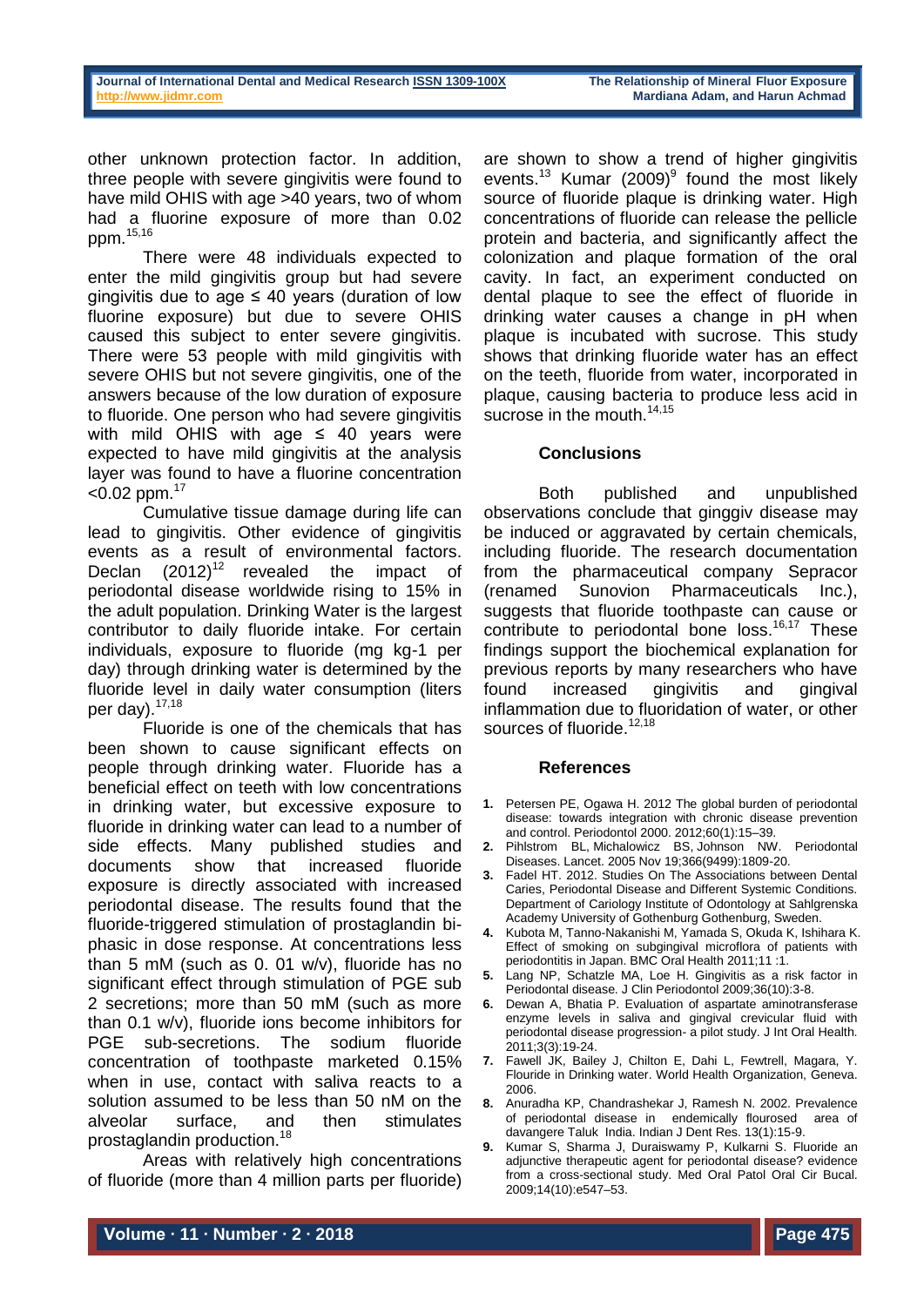other unknown protection factor. In addition, three people with severe gingivitis were found to have mild OHIS with age >40 years, two of whom had a fluorine exposure of more than 0.02 ppm.[15,16]

There were 48 individuals expected to enter the mild gingivitis group but had severe gingivitis due to age ≤ 40 years (duration of low fluorine exposure) but due to severe OHIS caused this subject to enter severe gingivitis. There were 53 people with mild gingivitis with severe OHIS but not severe gingivitis, one of the answers because of the low duration of exposure to fluoride. One person who had severe gingivitis with mild OHIS with age ≤ 40 years were expected to have mild gingivitis at the analysis layer was found to have a fluorine concentration <0.02 ppm.[17]

Cumulative tissue damage during life can lead to gingivitis. Other evidence of gingivitis events as a result of environmental factors. Declan (2012)[12] revealed the impact of periodontal disease worldwide rising to 15% in the adult population. Drinking Water is the largest contributor to daily fluoride intake. For certain individuals, exposure to fluoride (mg kg-1 per day) through drinking water is determined by the fluoride level in daily water consumption (liters per day).[17,18]

Fluoride is one of the chemicals that has been shown to cause significant effects on people through drinking water. Fluoride has a beneficial effect on teeth with low concentrations in drinking water, but excessive exposure to fluoride in drinking water can lead to a number of side effects. Many published studies and documents show that increased fluoride exposure is directly associated with increased periodontal disease. The results found that the fluoride-triggered stimulation of prostaglandin bi-phasic in dose response. At concentrations less than 5 mM (such as 0. 01 w/v), fluoride has no significant effect through stimulation of PGE sub 2 secretions; more than 50 mM (such as more than 0.1 w/v), fluoride ions become inhibitors for PGE sub-secretions. The sodium fluoride concentration of toothpaste marketed 0.15% when in use, contact with saliva reacts to a solution assumed to be less than 50 nM on the alveolar surface, and then stimulates prostaglandin production.[18]

Areas with relatively high concentrations of fluoride (more than 4 million parts per fluoride) are shown to show a trend of higher gingivitis events.[13] Kumar (2009)[9] found the most likely source of fluoride plaque is drinking water. High concentrations of fluoride can release the pellicle protein and bacteria, and significantly affect the colonization and plaque formation of the oral cavity. In fact, an experiment conducted on dental plaque to see the effect of fluoride in drinking water causes a change in pH when plaque is incubated with sucrose. This study shows that drinking fluoride water has an effect on the teeth, fluoride from water, incorporated in plaque, causing bacteria to produce less acid in sucrose in the mouth.[14,15]

## Conclusions

Both published and unpublished observations conclude that ginggiv disease may be induced or aggravated by certain chemicals, including fluoride. The research documentation from the pharmaceutical company Sepracor (renamed Sunovion Pharmaceuticals Inc.), suggests that fluoride toothpaste can cause or contribute to periodontal bone loss.[16,17] These findings support the biochemical explanation for previous reports by many researchers who have found increased gingivitis and gingival inflammation due to fluoridation of water, or other sources of fluoride.[12,18]

## References

1. Petersen PE, Ogawa H. 2012 The global burden of periodontal disease: towards integration with chronic disease prevention and control. Periodontol 2000. 2012;60(1):15–39.
2. Pihlstrom BL, Michalowicz BS, Johnson NW. Periodontal Diseases. Lancet. 2005 Nov 19;366(9499):1809-20.
3. Fadel HT. 2012. Studies On The Associations between Dental Caries, Periodontal Disease and Different Systemic Conditions. Department of Cariology Institute of Odontology at Sahlgrenska Academy University of Gothenburg Gothenburg, Sweden.
4. Kubota M, Tanno-Nakanishi M, Yamada S, Okuda K, Ishihara K. Effect of smoking on subgingival microflora of patients with periodontitis in Japan. BMC Oral Health 2011;11 :1.
5. Lang NP, Schatzle MA, Loe H. Gingivitis as a risk factor in Periodontal disease. J Clin Periodontol 2009;36(10):3-8.
6. Dewan A, Bhatia P. Evaluation of aspartate aminotransferase enzyme levels in saliva and gingival crevicular fluid with periodontal disease progression- a pilot study. J Int Oral Health. 2011;3(3):19-24.
7. Fawell JK, Bailey J, Chilton E, Dahi L, Fewtrell, Magara, Y. Flouride in Drinking water. World Health Organization, Geneva. 2006.
8. Anuradha KP, Chandrashekar J, Ramesh N. 2002. Prevalence of periodontal disease in endemically flourosed area of davangere Taluk India. Indian J Dent Res. 13(1):15-9.
9. Kumar S, Sharma J, Duraiswamy P, Kulkarni S. Fluoride an adjunctive therapeutic agent for periodontal disease? evidence from a cross-sectional study. Med Oral Patol Oral Cir Bucal. 2009;14(10):e547–53.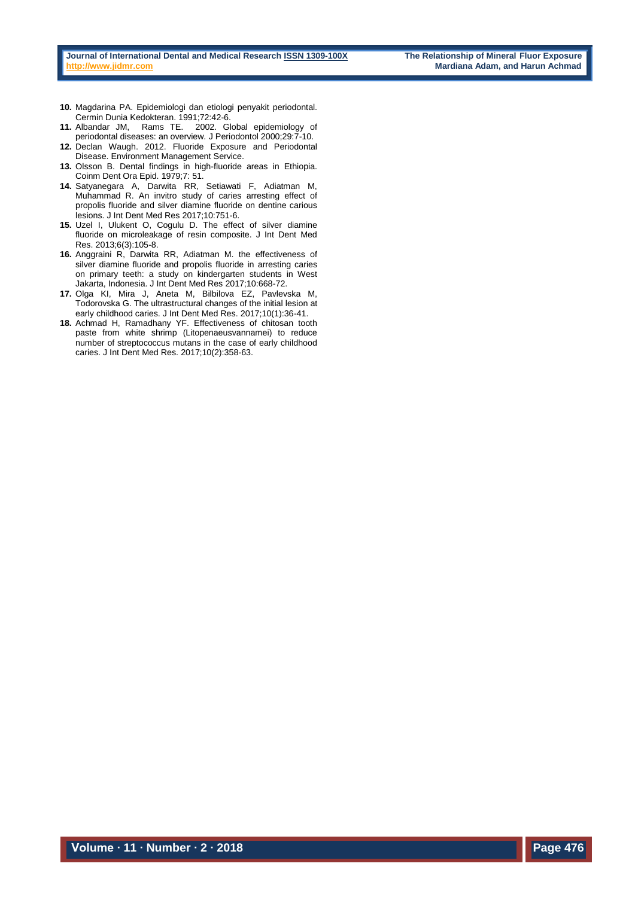10. Magdarina PA. Epidemiologi dan etiologi penyakit periodontal. Cermin Dunia Kedokteran. 1991;72:42-6.
11. Albandar JM, Rams TE. 2002. Global epidemiology of periodontal diseases: an overview. J Periodontol 2000;29:7-10.
12. Declan Waugh. 2012. Fluoride Exposure and Periodontal Disease. Environment Management Service.
13. Olsson B. Dental findings in high-fluoride areas in Ethiopia. Coinm Dent Ora Epid. 1979;7: 51.
14. Satyanegara A, Darwita RR, Setiawati F, Adiatman M, Muhammad R. An invitro study of caries arresting effect of propolis fluoride and silver diamine fluoride on dentine carious lesions. J Int Dent Med Res 2017;10:751-6.
15. Uzel I, Ulukent O, Cogulu D. The effect of silver diamine fluoride on microleakage of resin composite. J Int Dent Med Res. 2013;6(3):105-8.
16. Anggraini R, Darwita RR, Adiatman M. the effectiveness of silver diamine fluoride and propolis fluoride in arresting caries on primary teeth: a study on kindergarten students in West Jakarta, Indonesia. J Int Dent Med Res 2017;10:668-72.
17. Olga KI, Mira J, Aneta M, Bilbilova EZ, Pavlevska M, Todorovska G. The ultrastructural changes of the initial lesion at early childhood caries. J Int Dent Med Res. 2017;10(1):36-41.
18. Achmad H, Ramadhany YF. Effectiveness of chitosan tooth paste from white shrimp (Litopenaeusvannamei) to reduce number of streptococcus mutans in the case of early childhood caries. J Int Dent Med Res. 2017;10(2):358-63.